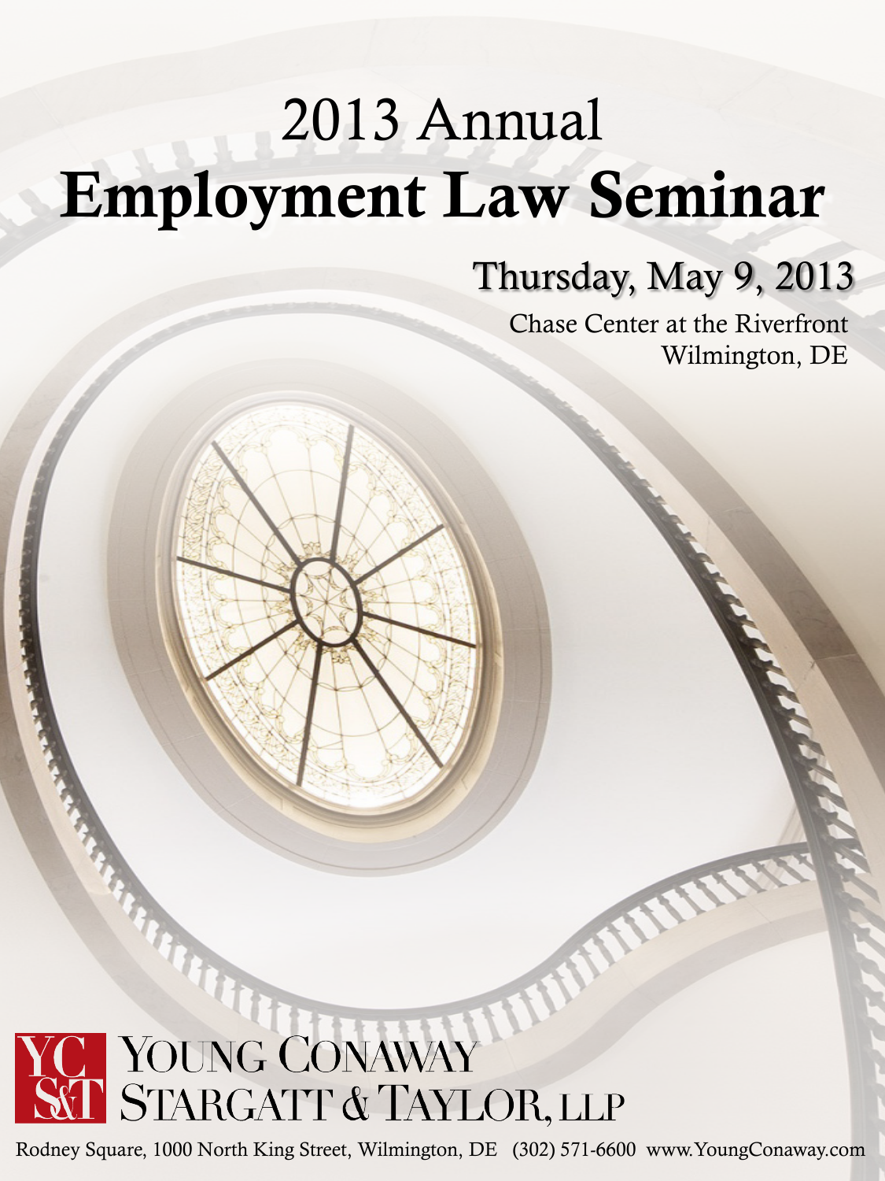# 2013 Annual
# **Employment Law Seminar**

## Thursday, May 9, 2013

Chase Center at the Riverfront
Wilmington, DE

YC S&T YOUNG CONAWAY STARGATT & TAYLOR, LLP

Rodney Square, 1000 North King Street, Wilmington, DE (302) 571-6600 www.YoungConaway.com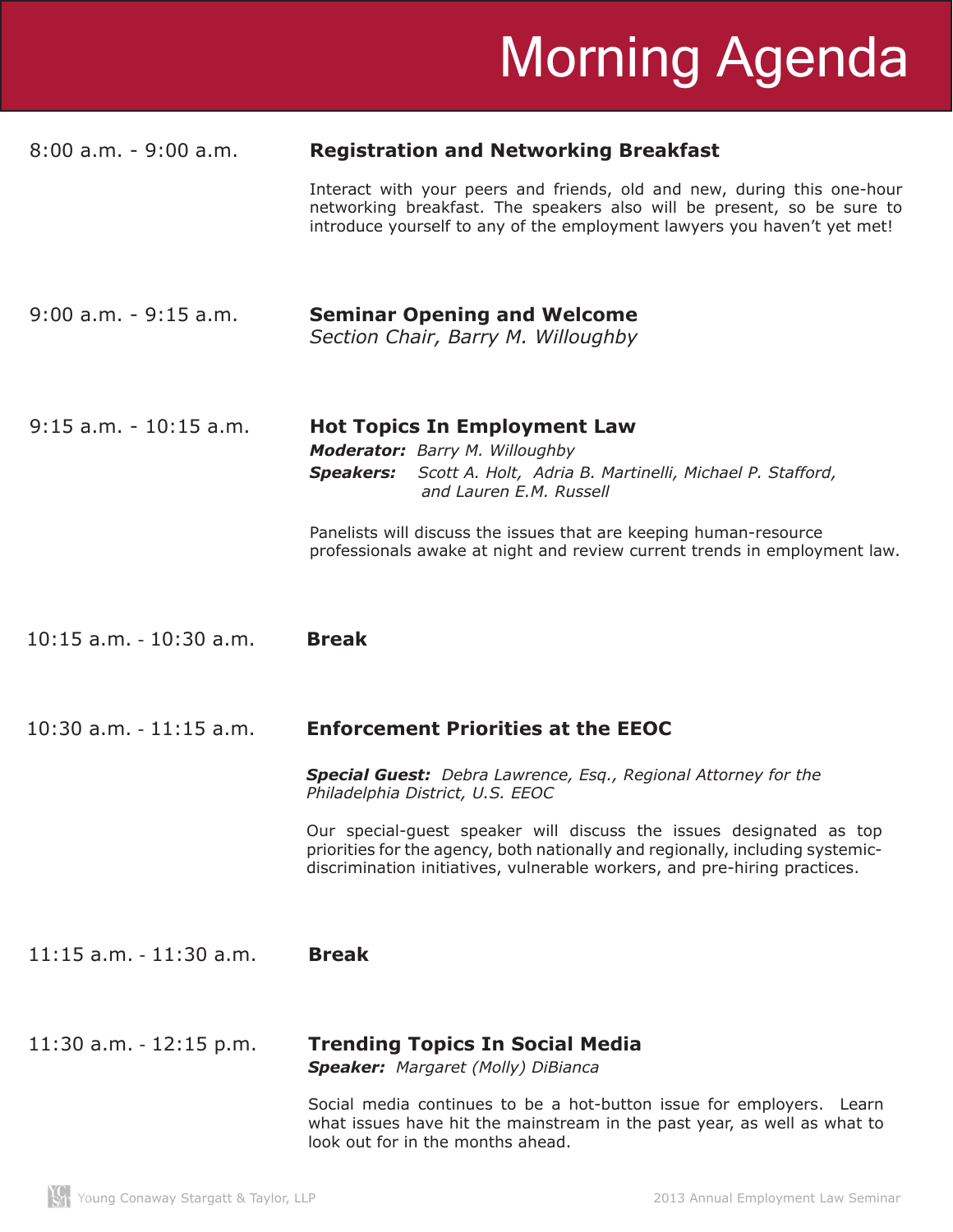# Morning Agenda

**8:00 a.m. - 9:00 a.m.** — **Registration and Networking Breakfast**

Interact with your peers and friends, old and new, during this one-hour networking breakfast. The speakers also will be present, so be sure to introduce yourself to any of the employment lawyers you haven't yet met!

**9:00 a.m. - 9:15 a.m.** — **Seminar Opening and Welcome**

*Section Chair, Barry M. Willoughby*

**9:15 a.m. - 10:15 a.m.** — **Hot Topics In Employment Law**

***Moderator:*** *Barry M. Willoughby*

***Speakers:*** *Scott A. Holt, Adria B. Martinelli, Michael P. Stafford, and Lauren E.M. Russell*

Panelists will discuss the issues that are keeping human-resource professionals awake at night and review current trends in employment law.

**10:15 a.m. - 10:30 a.m.** — **Break**

**10:30 a.m. - 11:15 a.m.** — **Enforcement Priorities at the EEOC**

***Special Guest:*** *Debra Lawrence, Esq., Regional Attorney for the Philadelphia District, U.S. EEOC*

Our special-guest speaker will discuss the issues designated as top priorities for the agency, both nationally and regionally, including systemic-discrimination initiatives, vulnerable workers, and pre-hiring practices.

**11:15 a.m. - 11:30 a.m.** — **Break**

**11:30 a.m. - 12:15 p.m.** — **Trending Topics In Social Media**

***Speaker:*** *Margaret (Molly) DiBianca*

Social media continues to be a hot-button issue for employers. Learn what issues have hit the mainstream in the past year, as well as what to look out for in the months ahead.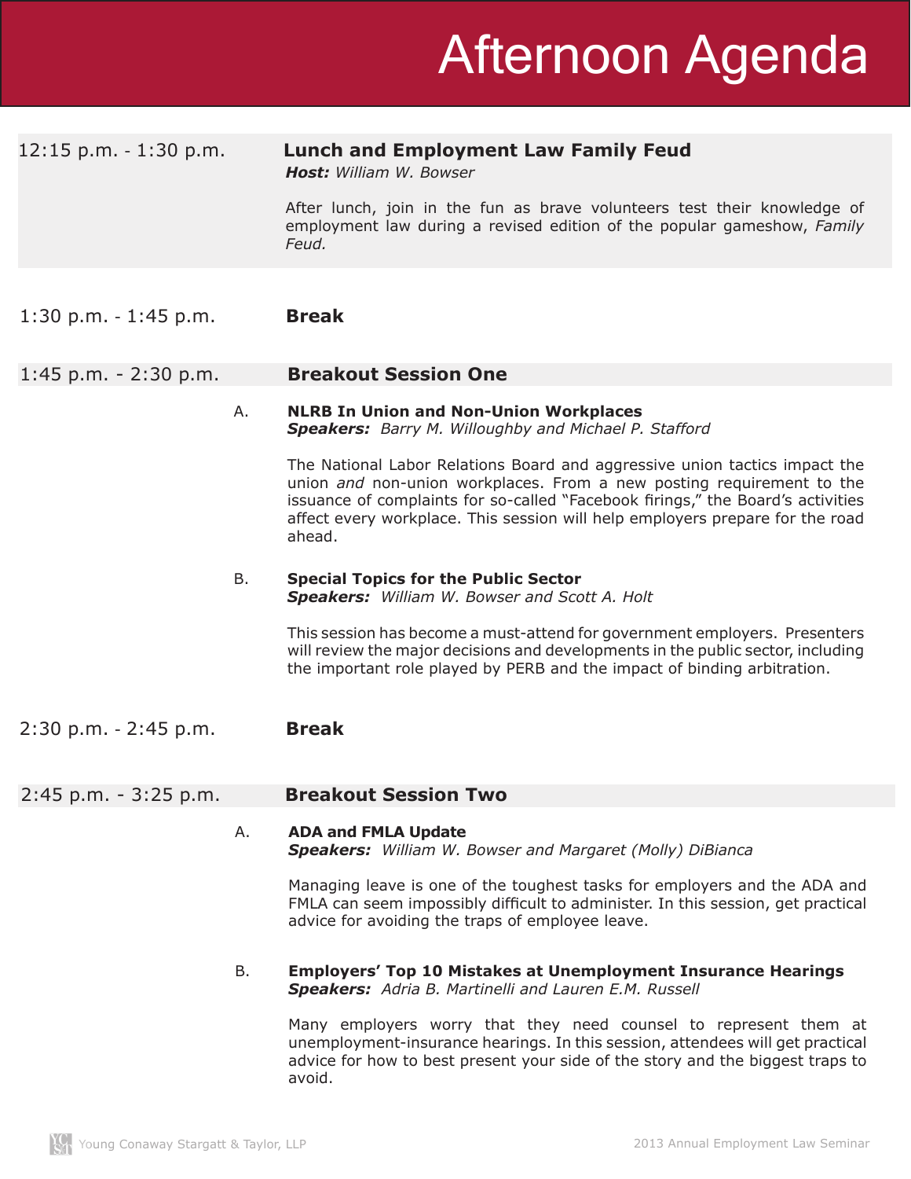# Afternoon Agenda

**12:15 p.m. - 1:30 p.m.** — **Lunch and Employment Law Family Feud**
***Host:*** *William W. Bowser*

After lunch, join in the fun as brave volunteers test their knowledge of employment law during a revised edition of the popular gameshow, *Family Feud.*

**1:30 p.m. - 1:45 p.m.** — **Break**

## 1:45 p.m. - 2:30 p.m. — Breakout Session One

A. **NLRB In Union and Non-Union Workplaces**
***Speakers:*** *Barry M. Willoughby and Michael P. Stafford*

The National Labor Relations Board and aggressive union tactics impact the union *and* non-union workplaces. From a new posting requirement to the issuance of complaints for so-called "Facebook firings," the Board's activities affect every workplace. This session will help employers prepare for the road ahead.

B. **Special Topics for the Public Sector**
***Speakers:*** *William W. Bowser and Scott A. Holt*

This session has become a must-attend for government employers. Presenters will review the major decisions and developments in the public sector, including the important role played by PERB and the impact of binding arbitration.

**2:30 p.m. - 2:45 p.m.** — **Break**

## 2:45 p.m. - 3:25 p.m. — Breakout Session Two

A. **ADA and FMLA Update**
***Speakers:*** *William W. Bowser and Margaret (Molly) DiBianca*

Managing leave is one of the toughest tasks for employers and the ADA and FMLA can seem impossibly difficult to administer. In this session, get practical advice for avoiding the traps of employee leave.

B. **Employers' Top 10 Mistakes at Unemployment Insurance Hearings**
***Speakers:*** *Adria B. Martinelli and Lauren E.M. Russell*

Many employers worry that they need counsel to represent them at unemployment-insurance hearings. In this session, attendees will get practical advice for how to best present your side of the story and the biggest traps to avoid.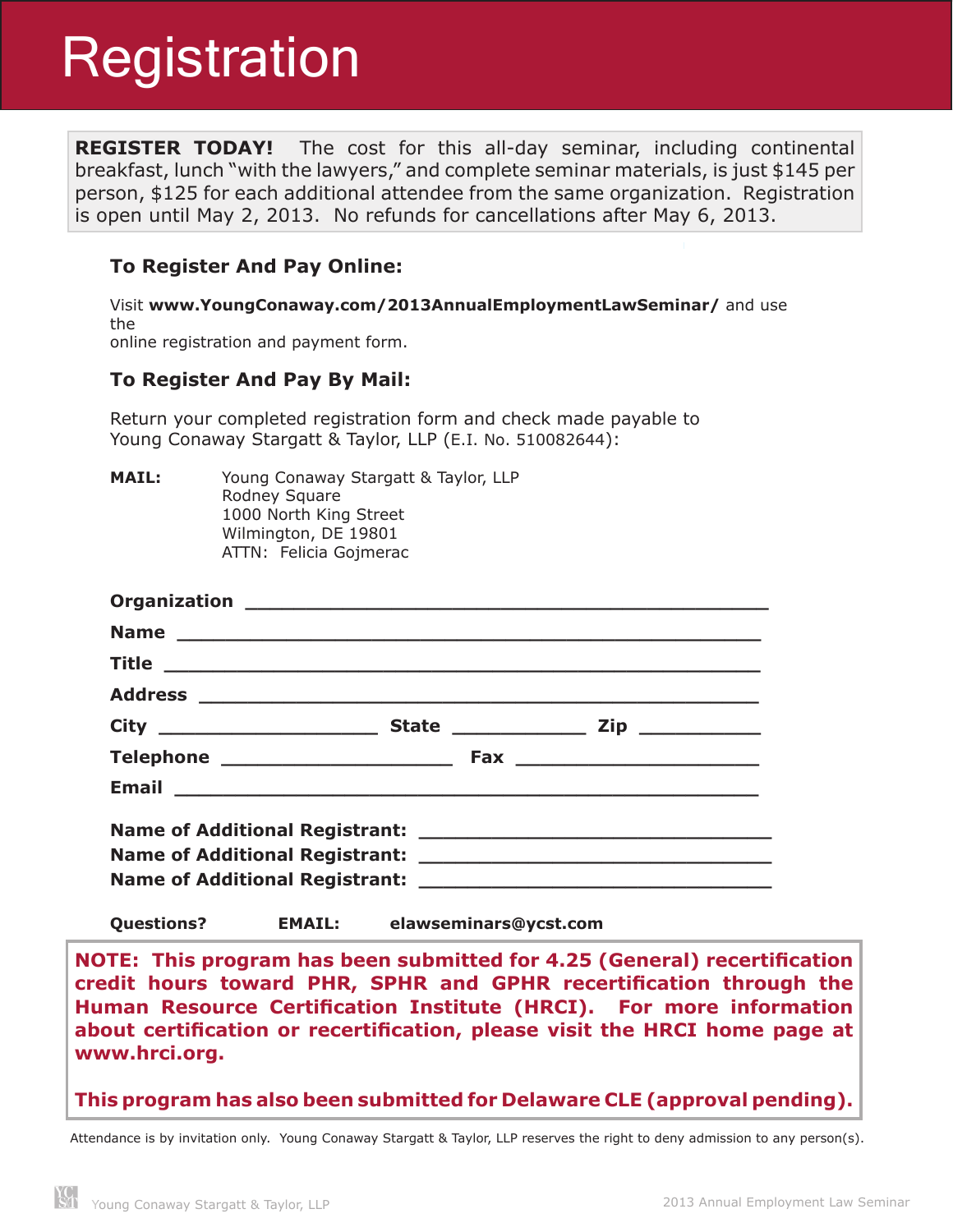# Registration

**REGISTER TODAY!** The cost for this all-day seminar, including continental breakfast, lunch "with the lawyers," and complete seminar materials, is just $145 per person, $125 for each additional attendee from the same organization. Registration is open until May 2, 2013. No refunds for cancellations after May 6, 2013.

### To Register And Pay Online:

Visit **www.YoungConaway.com/2013AnnualEmploymentLawSeminar/** and use the online registration and payment form.

### To Register And Pay By Mail:

Return your completed registration form and check made payable to Young Conaway Stargatt & Taylor, LLP (E.I. No. 510082644):

**MAIL:**
Young Conaway Stargatt & Taylor, LLP
Rodney Square
1000 North King Street
Wilmington, DE 19801
ATTN: Felicia Gojmerac

**Organization** ____________________________________________

**Name** ____________________________________________

**Title** ____________________________________________

**Address** ____________________________________________

**City** ____________________ **State** ____________ **Zip** ___________

**Telephone** ____________________ **Fax** ______________________

**Email** ____________________________________________

**Name of Additional Registrant:** ______________________________

**Name of Additional Registrant:** ______________________________

**Name of Additional Registrant:** ______________________________

**Questions?** **EMAIL:** **elawseminars@ycst.com**

**NOTE: This program has been submitted for 4.25 (General) recertification credit hours toward PHR, SPHR and GPHR recertification through the Human Resource Certification Institute (HRCI). For more information about certification or recertification, please visit the HRCI home page at www.hrci.org.**

**This program has also been submitted for Delaware CLE (approval pending).**

Attendance is by invitation only. Young Conaway Stargatt & Taylor, LLP reserves the right to deny admission to any person(s).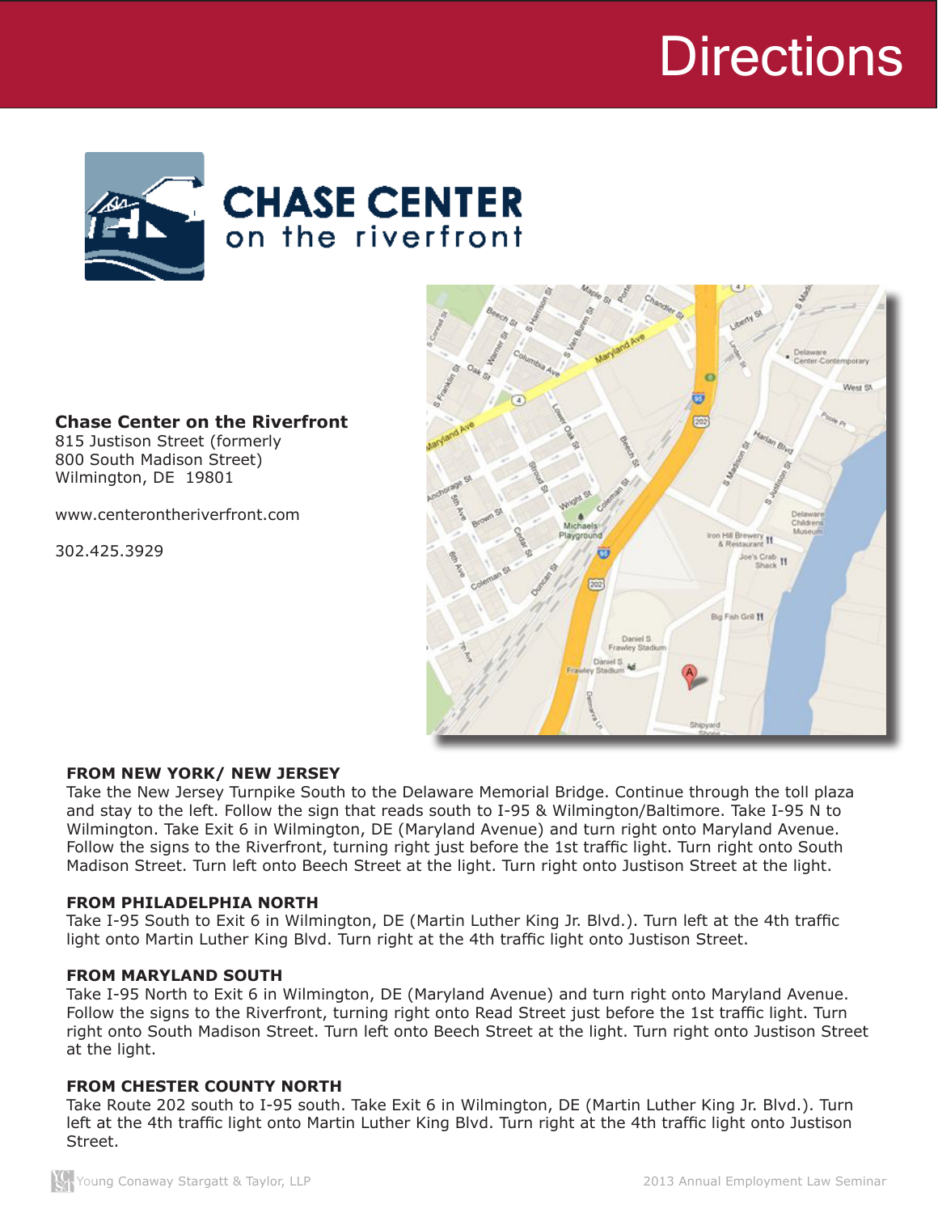# Directions

**CHASE CENTER**
on the riverfront

**Chase Center on the Riverfront**
815 Justison Street (formerly
800 South Madison Street)
Wilmington, DE 19801

www.centerontheriverfront.com

302.425.3929

**FROM NEW YORK/ NEW JERSEY**
Take the New Jersey Turnpike South to the Delaware Memorial Bridge. Continue through the toll plaza and stay to the left. Follow the sign that reads south to I-95 & Wilmington/Baltimore. Take I-95 N to Wilmington. Take Exit 6 in Wilmington, DE (Maryland Avenue) and turn right onto Maryland Avenue. Follow the signs to the Riverfront, turning right just before the 1st traffic light. Turn right onto South Madison Street. Turn left onto Beech Street at the light. Turn right onto Justison Street at the light.

**FROM PHILADELPHIA NORTH**
Take I-95 South to Exit 6 in Wilmington, DE (Martin Luther King Jr. Blvd.). Turn left at the 4th traffic light onto Martin Luther King Blvd. Turn right at the 4th traffic light onto Justison Street.

**FROM MARYLAND SOUTH**
Take I-95 North to Exit 6 in Wilmington, DE (Maryland Avenue) and turn right onto Maryland Avenue. Follow the signs to the Riverfront, turning right onto Read Street just before the 1st traffic light. Turn right onto South Madison Street. Turn left onto Beech Street at the light. Turn right onto Justison Street at the light.

**FROM CHESTER COUNTY NORTH**
Take Route 202 south to I-95 south. Take Exit 6 in Wilmington, DE (Martin Luther King Jr. Blvd.). Turn left at the 4th traffic light onto Martin Luther King Blvd. Turn right at the 4th traffic light onto Justison Street.